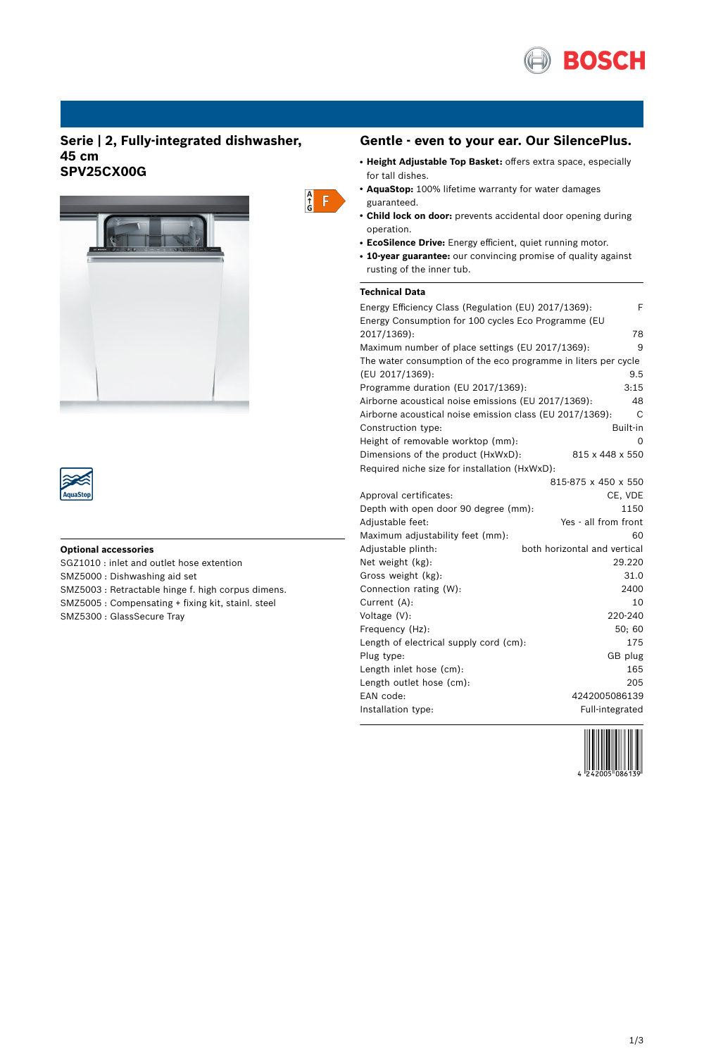## Serie | 2, Fully-integrated dishwasher, 45 cm
## SPV25CX00G

### Optional accessories

SGZ1010 : inlet and outlet hose extention
SMZ5000 : Dishwashing aid set
SMZ5003 : Retractable hinge f. high corpus dimens.
SMZ5005 : Compensating + fixing kit, stainl. steel
SMZ5300 : GlassSecure Tray

## Gentle - even to your ear. Our SilencePlus.

- **Height Adjustable Top Basket:** offers extra space, especially for tall dishes.
- **AquaStop:** 100% lifetime warranty for water damages guaranteed.
- **Child lock on door:** prevents accidental door opening during operation.
- **EcoSilence Drive:** Energy efficient, quiet running motor.
- **10-year guarantee:** our convincing promise of quality against rusting of the inner tub.

### Technical Data

| | |
|---|---|
| Energy Efficiency Class (Regulation (EU) 2017/1369): | F |
| Energy Consumption for 100 cycles Eco Programme (EU 2017/1369): | 78 |
| Maximum number of place settings (EU 2017/1369): | 9 |
| The water consumption of the eco programme in liters per cycle (EU 2017/1369): | 9.5 |
| Programme duration (EU 2017/1369): | 3:15 |
| Airborne acoustical noise emissions (EU 2017/1369): | 48 |
| Airborne acoustical noise emission class (EU 2017/1369): | C |
| Construction type: | Built-in |
| Height of removable worktop (mm): | 0 |
| Dimensions of the product (HxWxD): | 815 x 448 x 550 |
| Required niche size for installation (HxWxD): | 815-875 x 450 x 550 |
| Approval certificates: | CE, VDE |
| Depth with open door 90 degree (mm): | 1150 |
| Adjustable feet: | Yes - all from front |
| Maximum adjustability feet (mm): | 60 |
| Adjustable plinth: | both horizontal and vertical |
| Net weight (kg): | 29.220 |
| Gross weight (kg): | 31.0 |
| Connection rating (W): | 2400 |
| Current (A): | 10 |
| Voltage (V): | 220-240 |
| Frequency (Hz): | 50; 60 |
| Length of electrical supply cord (cm): | 175 |
| Plug type: | GB plug |
| Length inlet hose (cm): | 165 |
| Length outlet hose (cm): | 205 |
| EAN code: | 4242005086139 |
| Installation type: | Full-integrated |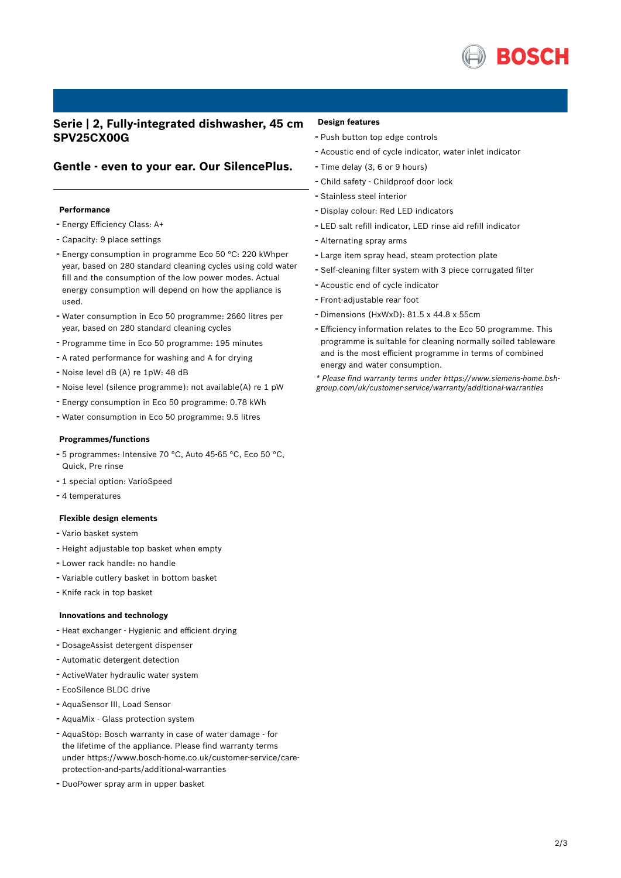## Serie | 2, Fully-integrated dishwasher, 45 cm SPV25CX00G

## Gentle - even to your ear. Our SilencePlus.

---

### Performance

- Energy Efficiency Class: A+
- Capacity: 9 place settings
- Energy consumption in programme Eco 50 °C: 220 kWhper year, based on 280 standard cleaning cycles using cold water fill and the consumption of the low power modes. Actual energy consumption will depend on how the appliance is used.
- Water consumption in Eco 50 programme: 2660 litres per year, based on 280 standard cleaning cycles
- Programme time in Eco 50 programme: 195 minutes
- A rated performance for washing and A for drying
- Noise level dB (A) re 1pW: 48 dB
- Noise level (silence programme): not available(A) re 1 pW
- Energy consumption in Eco 50 programme: 0.78 kWh
- Water consumption in Eco 50 programme: 9.5 litres

### Programmes/functions

- 5 programmes: Intensive 70 °C, Auto 45-65 °C, Eco 50 °C, Quick, Pre rinse
- 1 special option: VarioSpeed
- 4 temperatures

### Flexible design elements

- Vario basket system
- Height adjustable top basket when empty
- Lower rack handle: no handle
- Variable cutlery basket in bottom basket
- Knife rack in top basket

### Innovations and technology

- Heat exchanger - Hygienic and efficient drying
- DosageAssist detergent dispenser
- Automatic detergent detection
- ActiveWater hydraulic water system
- EcoSilence BLDC drive
- AquaSensor III, Load Sensor
- AquaMix - Glass protection system
- AquaStop: Bosch warranty in case of water damage - for the lifetime of the appliance. Please find warranty terms under https://www.bosch-home.co.uk/customer-service/care-protection-and-parts/additional-warranties
- DuoPower spray arm in upper basket

### Design features

- Push button top edge controls
- Acoustic end of cycle indicator, water inlet indicator
- Time delay (3, 6 or 9 hours)
- Child safety - Childproof door lock
- Stainless steel interior
- Display colour: Red LED indicators
- LED salt refill indicator, LED rinse aid refill indicator
- Alternating spray arms
- Large item spray head, steam protection plate
- Self-cleaning filter system with 3 piece corrugated filter
- Acoustic end of cycle indicator
- Front-adjustable rear foot
- Dimensions (HxWxD): 81.5 x 44.8 x 55cm
- Efficiency information relates to the Eco 50 programme. This programme is suitable for cleaning normally soiled tableware and is the most efficient programme in terms of combined energy and water consumption.

*\* Please find warranty terms under https://www.siemens-home.bsh-group.com/uk/customer-service/warranty/additional-warranties*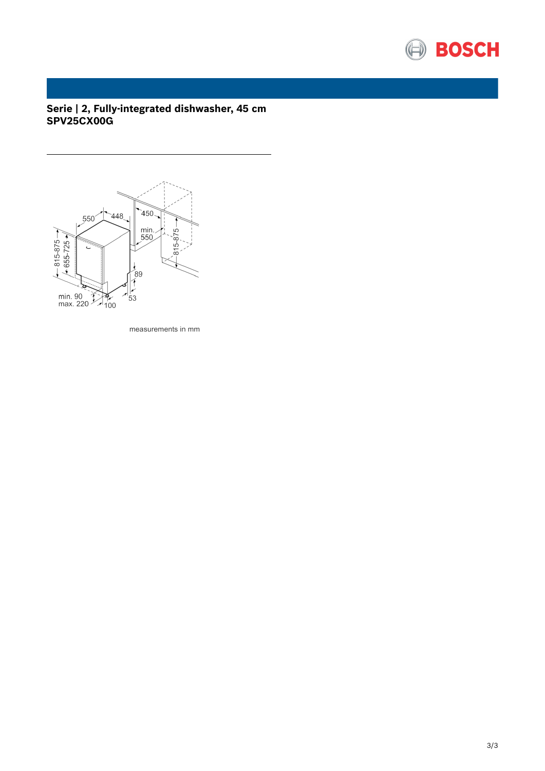**Serie | 2, Fully-integrated dishwasher, 45 cm**
**SPV25CX00G**

550
448
450
min.
550
815-875
655-725
815-875
89
53
min. 90
max. 220
100

measurements in mm